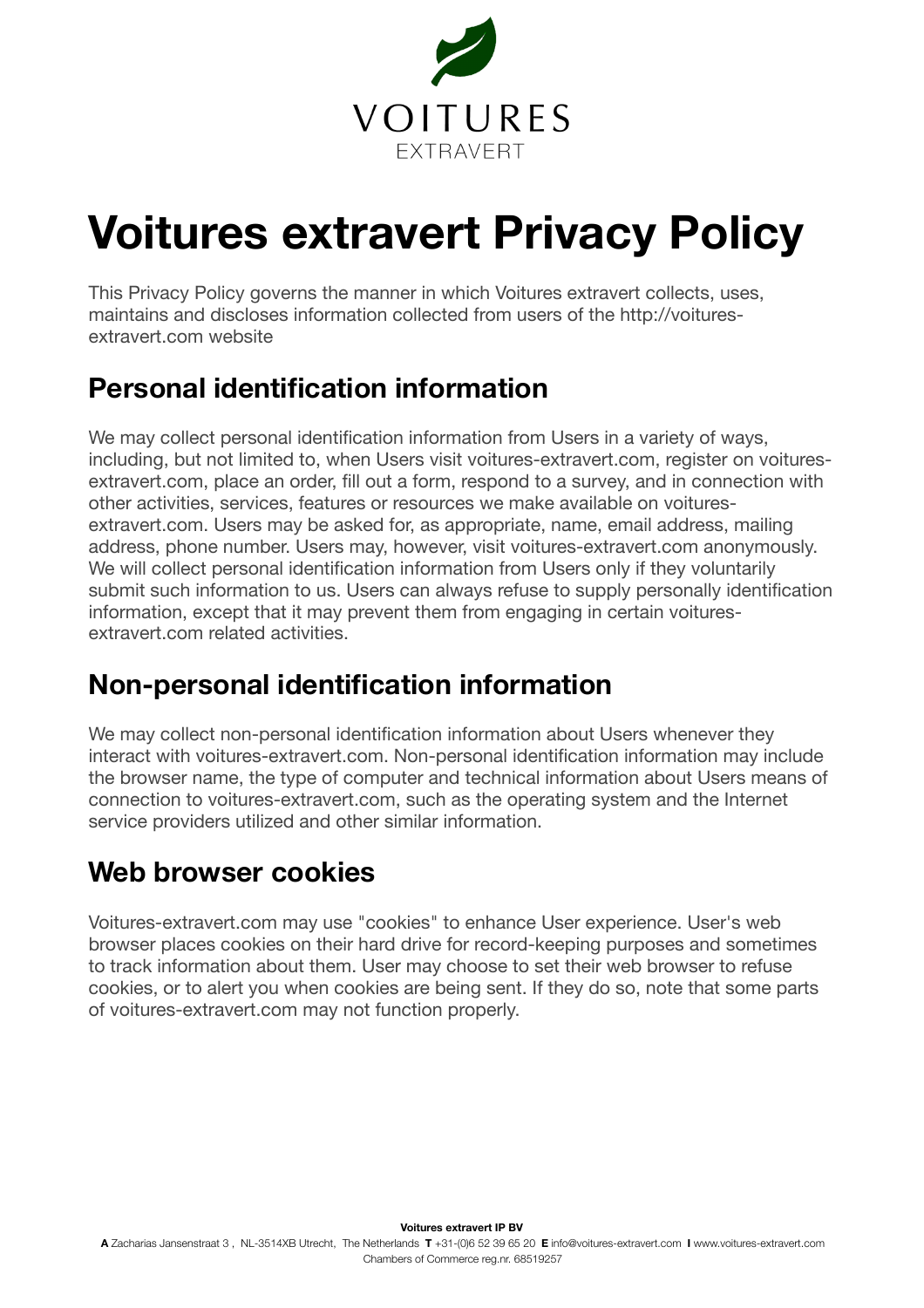VOITURES
EXTRAVERT

# Voitures extravert Privacy Policy

This Privacy Policy governs the manner in which Voitures extravert collects, uses, maintains and discloses information collected from users of the http://voitures-extravert.com website

## Personal identification information

We may collect personal identification information from Users in a variety of ways, including, but not limited to, when Users visit voitures-extravert.com, register on voitures-extravert.com, place an order, fill out a form, respond to a survey, and in connection with other activities, services, features or resources we make available on voitures-extravert.com. Users may be asked for, as appropriate, name, email address, mailing address, phone number. Users may, however, visit voitures-extravert.com anonymously. We will collect personal identification information from Users only if they voluntarily submit such information to us. Users can always refuse to supply personally identification information, except that it may prevent them from engaging in certain voitures-extravert.com related activities.

## Non-personal identification information

We may collect non-personal identification information about Users whenever they interact with voitures-extravert.com. Non-personal identification information may include the browser name, the type of computer and technical information about Users means of connection to voitures-extravert.com, such as the operating system and the Internet service providers utilized and other similar information.

## Web browser cookies

Voitures-extravert.com may use "cookies" to enhance User experience. User's web browser places cookies on their hard drive for record-keeping purposes and sometimes to track information about them. User may choose to set their web browser to refuse cookies, or to alert you when cookies are being sent. If they do so, note that some parts of voitures-extravert.com may not function properly.

**Voitures extravert IP BV**
**A** Zacharias Jansenstraat 3 , NL-3514XB Utrecht, The Netherlands **T** +31-(0)6 52 39 65 20 **E** info@voitures-extravert.com **I** www.voitures-extravert.com
Chambers of Commerce reg.nr. 68519257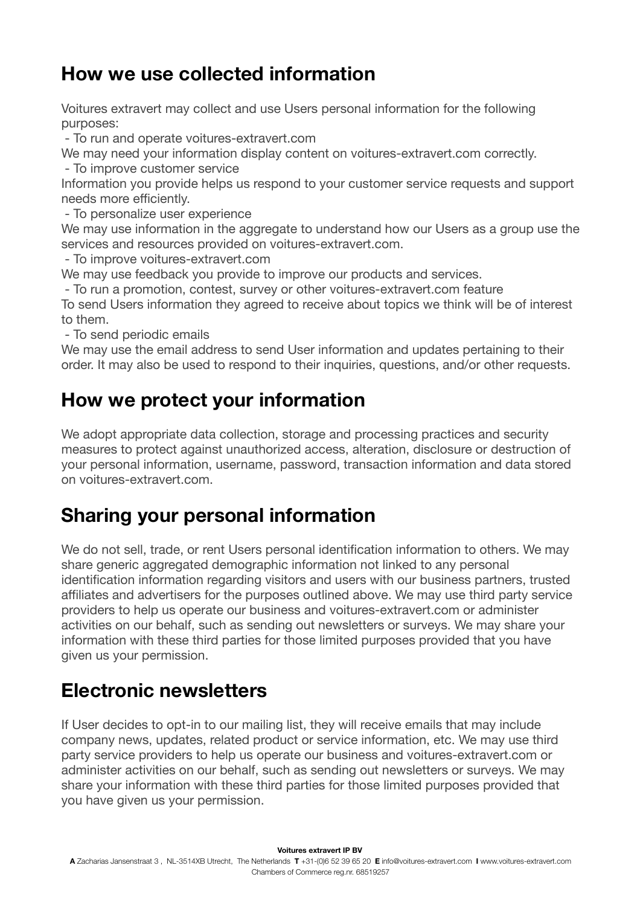## How we use collected information

Voitures extravert may collect and use Users personal information for the following purposes:

- To run and operate voitures-extravert.com

We may need your information display content on voitures-extravert.com correctly.

- To improve customer service

Information you provide helps us respond to your customer service requests and support needs more efficiently.

- To personalize user experience

We may use information in the aggregate to understand how our Users as a group use the services and resources provided on voitures-extravert.com.

- To improve voitures-extravert.com

We may use feedback you provide to improve our products and services.

- To run a promotion, contest, survey or other voitures-extravert.com feature

To send Users information they agreed to receive about topics we think will be of interest to them.

- To send periodic emails

We may use the email address to send User information and updates pertaining to their order. It may also be used to respond to their inquiries, questions, and/or other requests.

## How we protect your information

We adopt appropriate data collection, storage and processing practices and security measures to protect against unauthorized access, alteration, disclosure or destruction of your personal information, username, password, transaction information and data stored on voitures-extravert.com.

## Sharing your personal information

We do not sell, trade, or rent Users personal identification information to others. We may share generic aggregated demographic information not linked to any personal identification information regarding visitors and users with our business partners, trusted affiliates and advertisers for the purposes outlined above. We may use third party service providers to help us operate our business and voitures-extravert.com or administer activities on our behalf, such as sending out newsletters or surveys. We may share your information with these third parties for those limited purposes provided that you have given us your permission.

## Electronic newsletters

If User decides to opt-in to our mailing list, they will receive emails that may include company news, updates, related product or service information, etc. We may use third party service providers to help us operate our business and voitures-extravert.com or administer activities on our behalf, such as sending out newsletters or surveys. We may share your information with these third parties for those limited purposes provided that you have given us your permission.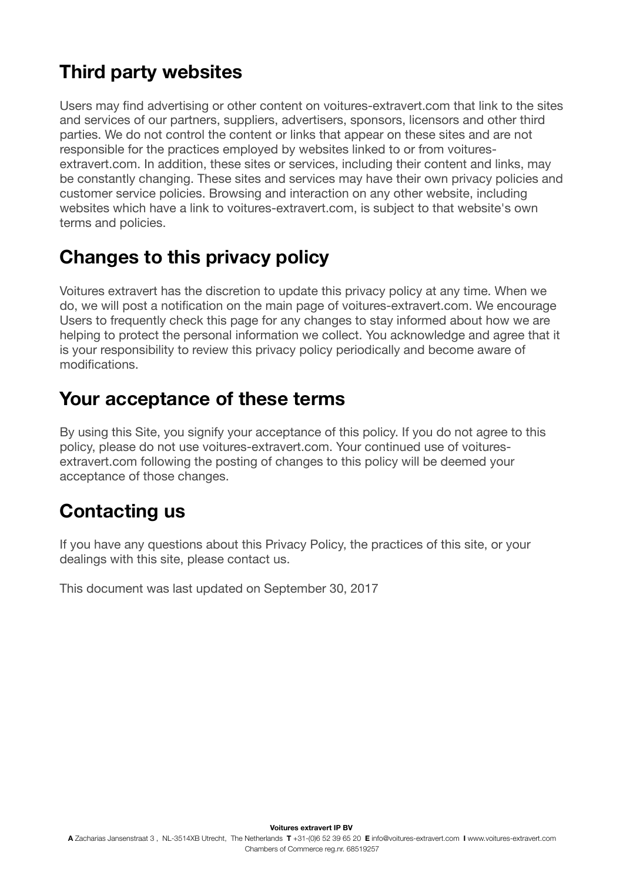## Third party websites

Users may find advertising or other content on voitures-extravert.com that link to the sites and services of our partners, suppliers, advertisers, sponsors, licensors and other third parties. We do not control the content or links that appear on these sites and are not responsible for the practices employed by websites linked to or from voitures-extravert.com. In addition, these sites or services, including their content and links, may be constantly changing. These sites and services may have their own privacy policies and customer service policies. Browsing and interaction on any other website, including websites which have a link to voitures-extravert.com, is subject to that website's own terms and policies.

## Changes to this privacy policy

Voitures extravert has the discretion to update this privacy policy at any time. When we do, we will post a notification on the main page of voitures-extravert.com. We encourage Users to frequently check this page for any changes to stay informed about how we are helping to protect the personal information we collect. You acknowledge and agree that it is your responsibility to review this privacy policy periodically and become aware of modifications.

## Your acceptance of these terms

By using this Site, you signify your acceptance of this policy. If you do not agree to this policy, please do not use voitures-extravert.com. Your continued use of voitures-extravert.com following the posting of changes to this policy will be deemed your acceptance of those changes.

## Contacting us

If you have any questions about this Privacy Policy, the practices of this site, or your dealings with this site, please contact us.

This document was last updated on September 30, 2017